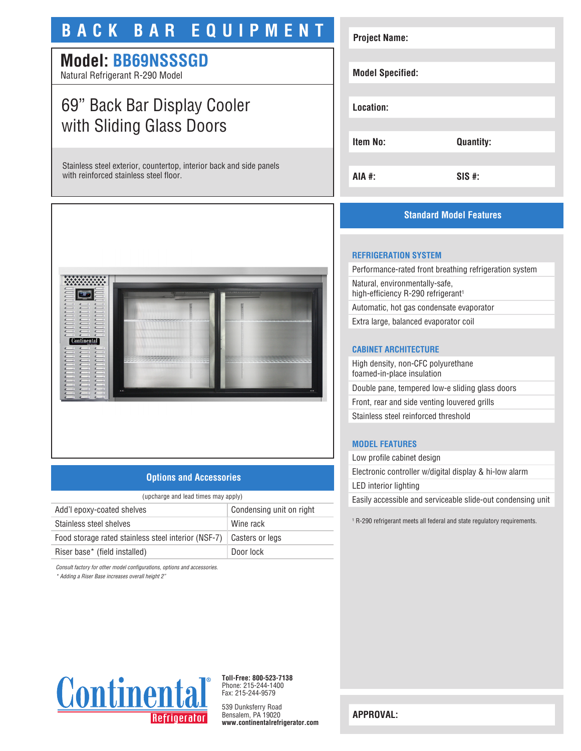# BACK BAR EQUIPMENT

## Model: BB69NSSSGD

Natural Refrigerant R-290 Model

# 69" Back Bar Display Cooler with Sliding Glass Doors

Stainless steel exterior, countertop, interior back and side panels with reinforced stainless steel floor.

| | |
|---|---|
| **Project Name:** | |
| **Model Specified:** | |
| **Location:** | |
| **Item No:** | **Quantity:** |
| **AIA #:** | **SIS #:** |

## Standard Model Features

### REFRIGERATION SYSTEM

- Performance-rated front breathing refrigeration system
- Natural, environmentally-safe, high-efficiency R-290 refrigerant[1]
- Automatic, hot gas condensate evaporator
- Extra large, balanced evaporator coil

### CABINET ARCHITECTURE

- High density, non-CFC polyurethane foamed-in-place insulation
- Double pane, tempered low-e sliding glass doors
- Front, rear and side venting louvered grills
- Stainless steel reinforced threshold

### MODEL FEATURES

- Low profile cabinet design
- Electronic controller w/digital display & hi-low alarm
- LED interior lighting
- Easily accessible and serviceable slide-out condensing unit

[1] R-290 refrigerant meets all federal and state regulatory requirements.

## Options and Accessories

(upcharge and lead times may apply)

| | |
|---|---|
| Add'l epoxy-coated shelves | Condensing unit on right |
| Stainless steel shelves | Wine rack |
| Food storage rated stainless steel interior (NSF-7) | Casters or legs |
| Riser base* (field installed) | Door lock |

*Consult factory for other model configurations, options and accessories.*

*\* Adding a Riser Base increases overall height 2"*

Continental® Refrigerator

**Toll-Free: 800-523-7138**
Phone: 215-244-1400
Fax: 215-244-9579

539 Dunksferry Road
Bensalem, PA 19020
**www.continentalrefrigerator.com**

**APPROVAL:**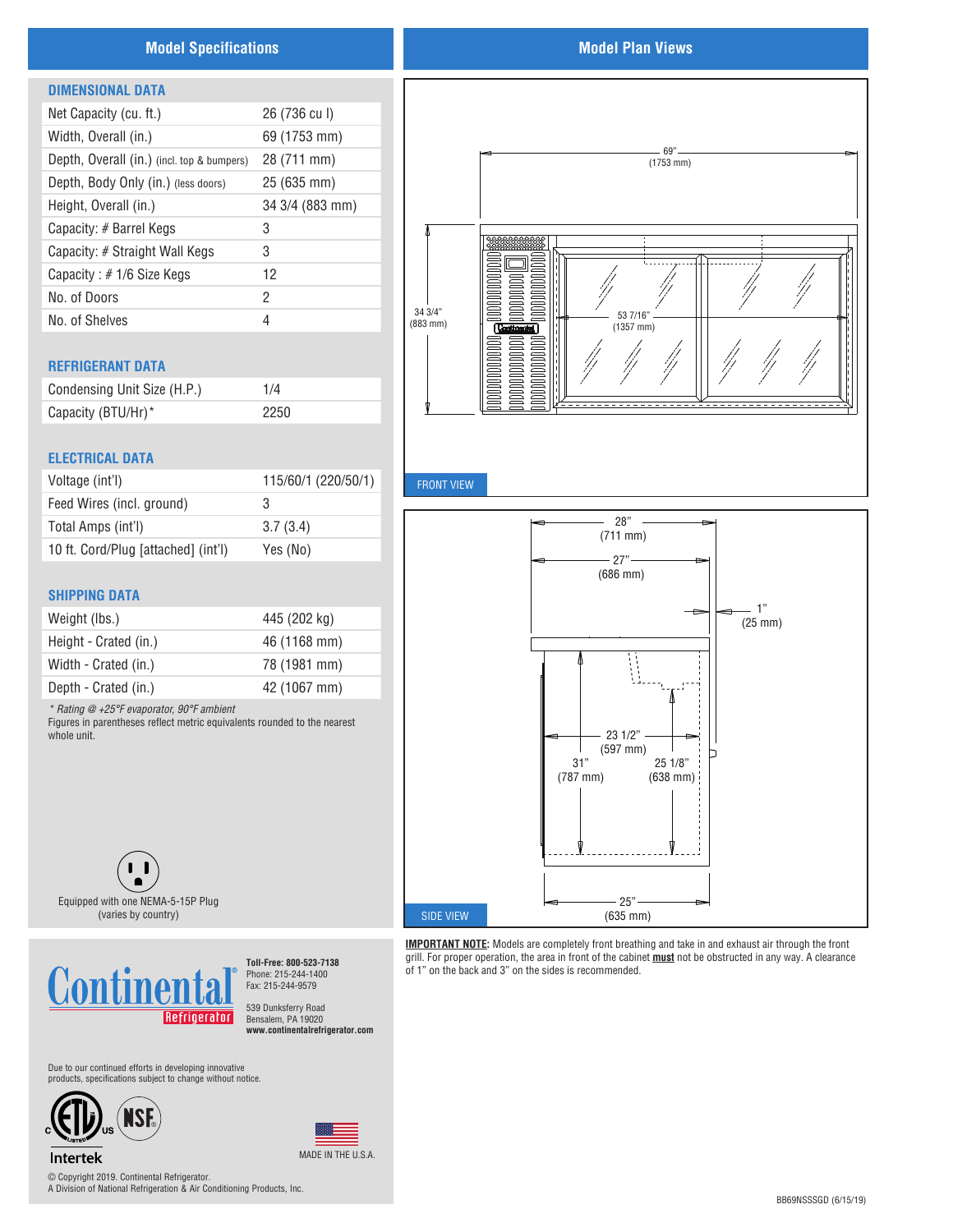## Model Specifications

### DIMENSIONAL DATA

| | |
|---|---|
| Net Capacity (cu. ft.) | 26 (736 cu l) |
| Width, Overall (in.) | 69 (1753 mm) |
| Depth, Overall (in.) (incl. top & bumpers) | 28 (711 mm) |
| Depth, Body Only (in.) (less doors) | 25 (635 mm) |
| Height, Overall (in.) | 34 3/4 (883 mm) |
| Capacity: # Barrel Kegs | 3 |
| Capacity: # Straight Wall Kegs | 3 |
| Capacity : # 1/6 Size Kegs | 12 |
| No. of Doors | 2 |
| No. of Shelves | 4 |

### REFRIGERANT DATA

| | |
|---|---|
| Condensing Unit Size (H.P.) | 1/4 |
| Capacity (BTU/Hr)* | 2250 |

### ELECTRICAL DATA

| | |
|---|---|
| Voltage (int'l) | 115/60/1 (220/50/1) |
| Feed Wires (incl. ground) | 3 |
| Total Amps (int'l) | 3.7 (3.4) |
| 10 ft. Cord/Plug [attached] (int'l) | Yes (No) |

### SHIPPING DATA

| | |
|---|---|
| Weight (lbs.) | 445 (202 kg) |
| Height - Crated (in.) | 46 (1168 mm) |
| Width - Crated (in.) | 78 (1981 mm) |
| Depth - Crated (in.) | 42 (1067 mm) |

*\* Rating @ +25°F evaporator, 90°F ambient*

Figures in parentheses reflect metric equivalents rounded to the nearest whole unit.

Equipped with one NEMA-5-15P Plug (varies by country)

## Model Plan Views

69"
(1753 mm)

34 3/4"
(883 mm)

53 7/16"
(1357 mm)

FRONT VIEW

28"
(711 mm)

27"
(686 mm)

1"
(25 mm)

23 1/2"
(597 mm)

31"
(787 mm)

25 1/8"
(638 mm)

25"
(635 mm)

SIDE VIEW

**IMPORTANT NOTE:** Models are completely front breathing and take in and exhaust air through the front grill. For proper operation, the area in front of the cabinet **must** not be obstructed in any way. A clearance of 1" on the back and 3" on the sides is recommended.

Continental Refrigerator

**Toll-Free: 800-523-7138**
Phone: 215-244-1400
Fax: 215-244-9579

539 Dunksferry Road
Bensalem, PA 19020
**www.continentalrefrigerator.com**

Due to our continued efforts in developing innovative products, specifications subject to change without notice.

Intertek

MADE IN THE U.S.A.

© Copyright 2019. Continental Refrigerator.
A Division of National Refrigeration & Air Conditioning Products, Inc.

BB69NSSSGD (6/15/19)